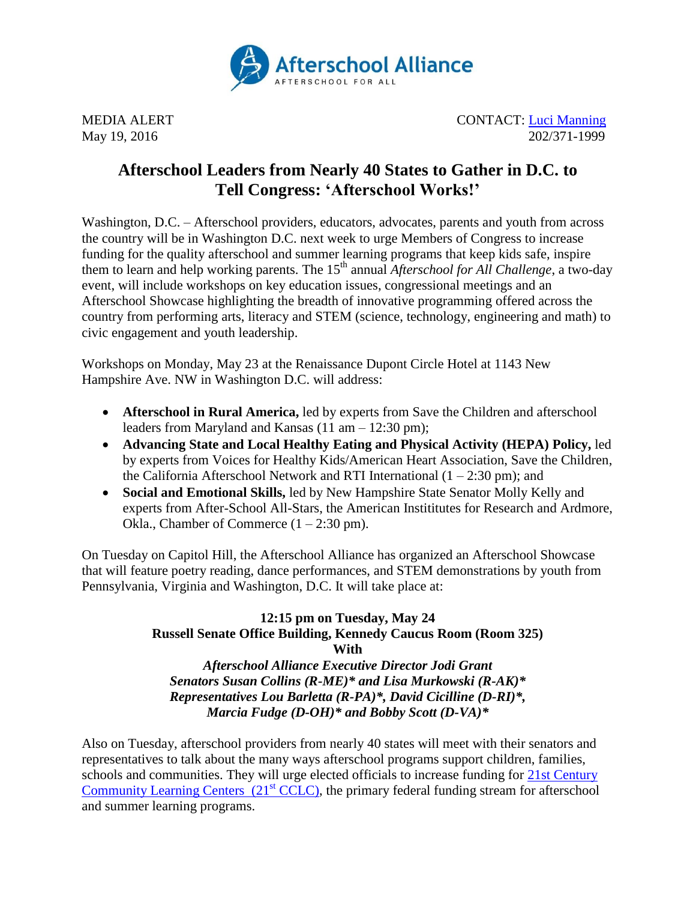Afterschool Alliance
AFTERSCHOOL FOR ALL

MEDIA ALERT
May 19, 2016

CONTACT: [Luci Manning](#)
202/371-1999

# Afterschool Leaders from Nearly 40 States to Gather in D.C. to Tell Congress: 'Afterschool Works!'

Washington, D.C. – Afterschool providers, educators, advocates, parents and youth from across the country will be in Washington D.C. next week to urge Members of Congress to increase funding for the quality afterschool and summer learning programs that keep kids safe, inspire them to learn and help working parents. The 15th annual *Afterschool for All Challenge*, a two-day event, will include workshops on key education issues, congressional meetings and an Afterschool Showcase highlighting the breadth of innovative programming offered across the country from performing arts, literacy and STEM (science, technology, engineering and math) to civic engagement and youth leadership.

Workshops on Monday, May 23 at the Renaissance Dupont Circle Hotel at 1143 New Hampshire Ave. NW in Washington D.C. will address:

- **Afterschool in Rural America,** led by experts from Save the Children and afterschool leaders from Maryland and Kansas (11 am – 12:30 pm);
- **Advancing State and Local Healthy Eating and Physical Activity (HEPA) Policy,** led by experts from Voices for Healthy Kids/American Heart Association, Save the Children, the California Afterschool Network and RTI International (1 – 2:30 pm); and
- **Social and Emotional Skills,** led by New Hampshire State Senator Molly Kelly and experts from After-School All-Stars, the American Instititutes for Research and Ardmore, Okla., Chamber of Commerce (1 – 2:30 pm).

On Tuesday on Capitol Hill, the Afterschool Alliance has organized an Afterschool Showcase that will feature poetry reading, dance performances, and STEM demonstrations by youth from Pennsylvania, Virginia and Washington, D.C. It will take place at:

**12:15 pm on Tuesday, May 24**
**Russell Senate Office Building, Kennedy Caucus Room (Room 325)**
**With**
***Afterschool Alliance Executive Director Jodi Grant***
***Senators Susan Collins (R-ME)* and Lisa Murkowski (R-AK)****
***Representatives Lou Barletta (R-PA)*, David Cicilline (D-RI)*,***
***Marcia Fudge (D-OH)* and Bobby Scott (D-VA)****

Also on Tuesday, afterschool providers from nearly 40 states will meet with their senators and representatives to talk about the many ways afterschool programs support children, families, schools and communities. They will urge elected officials to increase funding for [21st Century Community Learning Centers (21st CCLC)](#), the primary federal funding stream for afterschool and summer learning programs.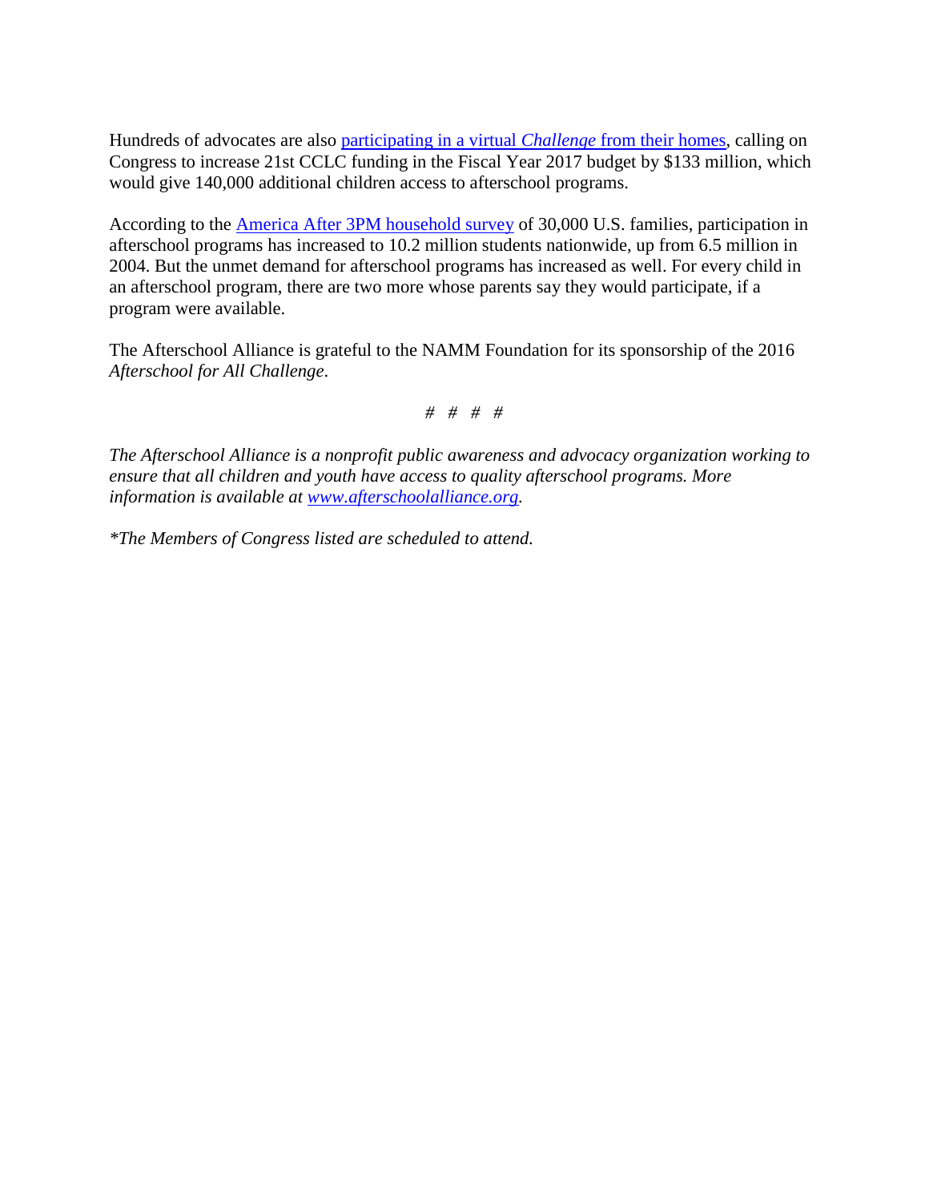Hundreds of advocates are also participating in a virtual *Challenge* from their homes, calling on Congress to increase 21st CCLC funding in the Fiscal Year 2017 budget by $133 million, which would give 140,000 additional children access to afterschool programs.

According to the America After 3PM household survey of 30,000 U.S. families, participation in afterschool programs has increased to 10.2 million students nationwide, up from 6.5 million in 2004. But the unmet demand for afterschool programs has increased as well. For every child in an afterschool program, there are two more whose parents say they would participate, if a program were available.

The Afterschool Alliance is grateful to the NAMM Foundation for its sponsorship of the 2016 *Afterschool for All Challenge*.

*# # # #*

*The Afterschool Alliance is a nonprofit public awareness and advocacy organization working to ensure that all children and youth have access to quality afterschool programs. More information is available at www.afterschoolalliance.org.*

*\*The Members of Congress listed are scheduled to attend.*